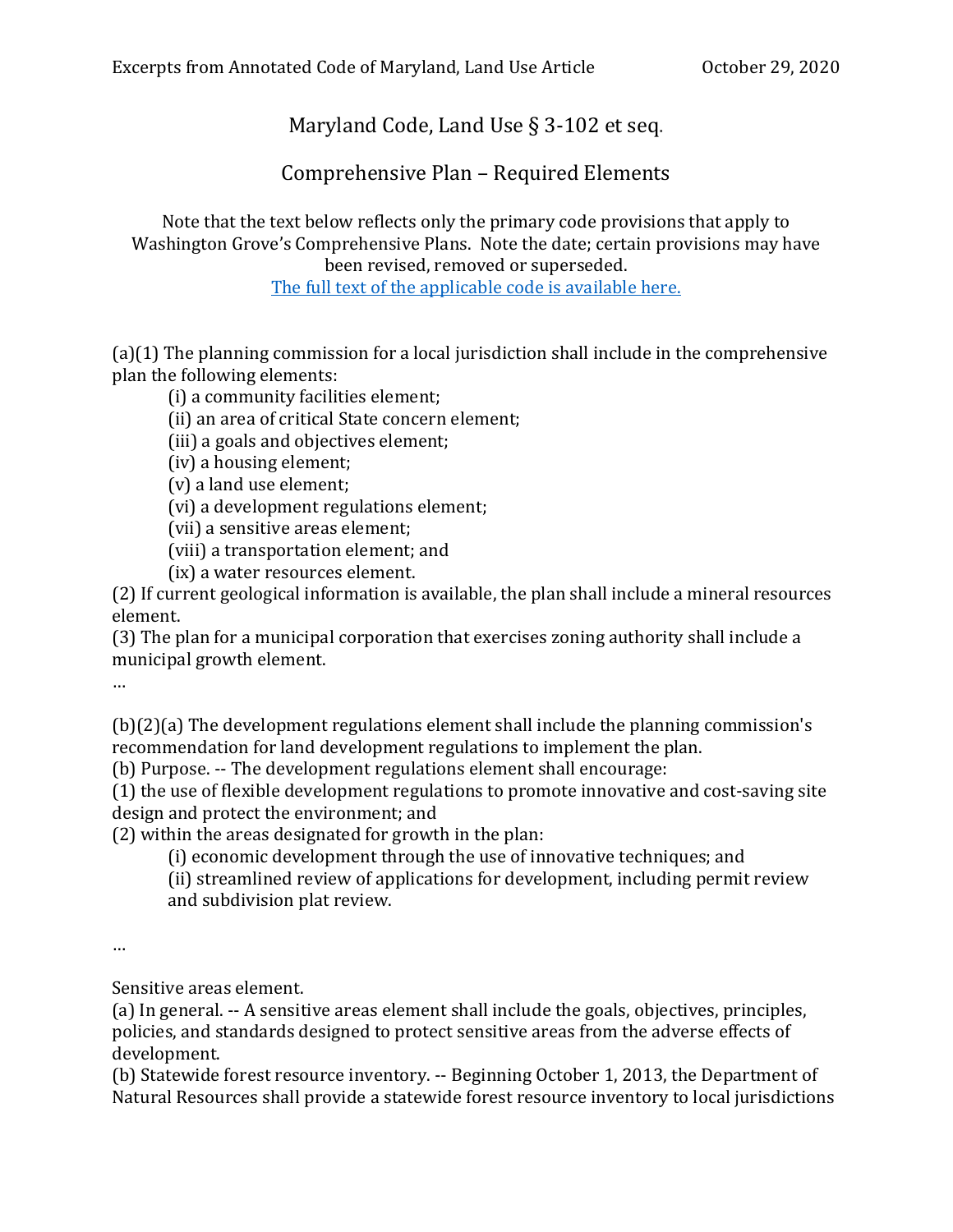# Maryland Code, Land Use § 3-102 et seq.

## Comprehensive Plan – Required Elements

Note that the text below reflects only the primary code provisions that apply to Washington Grove's Comprehensive Plans. Note the date; certain provisions may have been revised, removed or superseded.
[The full text of the applicable code is available here.]

(a)(1) The planning commission for a local jurisdiction shall include in the comprehensive plan the following elements:

- (i) a community facilities element;
- (ii) an area of critical State concern element;
- (iii) a goals and objectives element;
- (iv) a housing element;
- (v) a land use element;
- (vi) a development regulations element;
- (vii) a sensitive areas element;
- (viii) a transportation element; and
- (ix) a water resources element.

(2) If current geological information is available, the plan shall include a mineral resources element.

(3) The plan for a municipal corporation that exercises zoning authority shall include a municipal growth element.

…

(b)(2)(a) The development regulations element shall include the planning commission's recommendation for land development regulations to implement the plan.

(b) Purpose. -- The development regulations element shall encourage:

(1) the use of flexible development regulations to promote innovative and cost-saving site design and protect the environment; and

(2) within the areas designated for growth in the plan:

- (i) economic development through the use of innovative techniques; and
- (ii) streamlined review of applications for development, including permit review and subdivision plat review.

…

Sensitive areas element.

(a) In general. -- A sensitive areas element shall include the goals, objectives, principles, policies, and standards designed to protect sensitive areas from the adverse effects of development.

(b) Statewide forest resource inventory. -- Beginning October 1, 2013, the Department of Natural Resources shall provide a statewide forest resource inventory to local jurisdictions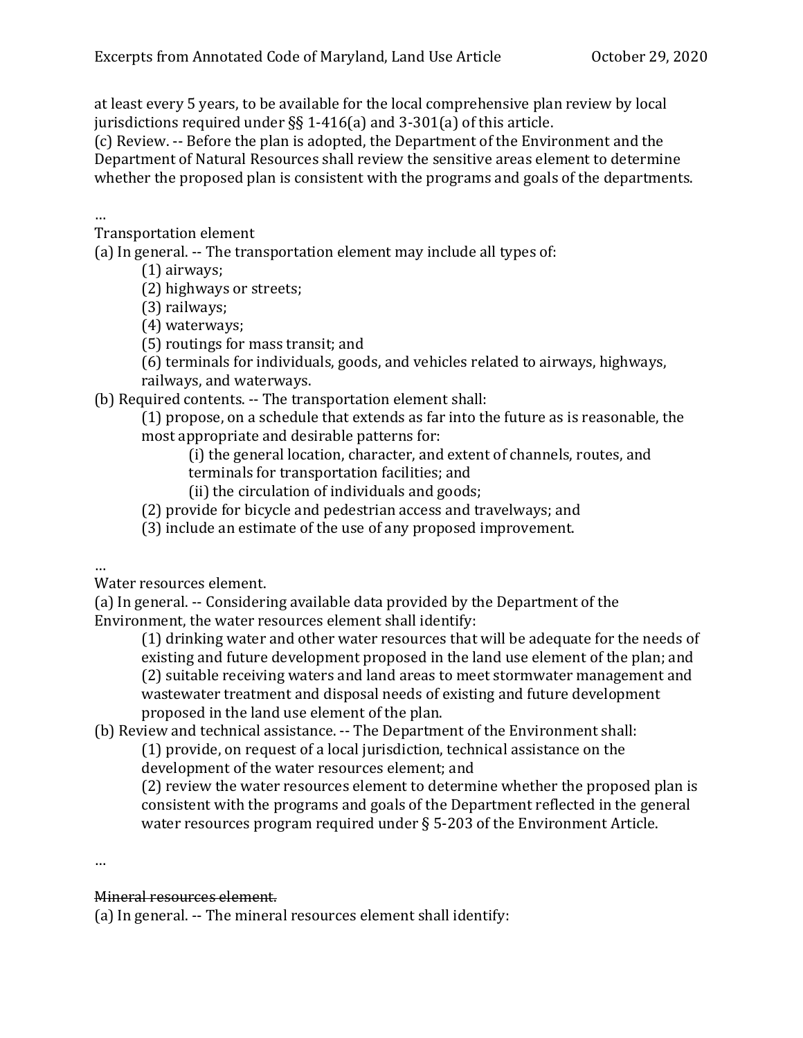at least every 5 years, to be available for the local comprehensive plan review by local jurisdictions required under §§ 1-416(a) and 3-301(a) of this article.
(c) Review. -- Before the plan is adopted, the Department of the Environment and the Department of Natural Resources shall review the sensitive areas element to determine whether the proposed plan is consistent with the programs and goals of the departments.

…

Transportation element

(a) In general. -- The transportation element may include all types of:

- (1) airways;
- (2) highways or streets;
- (3) railways;
- (4) waterways;
- (5) routings for mass transit; and
- (6) terminals for individuals, goods, and vehicles related to airways, highways, railways, and waterways.

(b) Required contents. -- The transportation element shall:

- (1) propose, on a schedule that extends as far into the future as is reasonable, the most appropriate and desirable patterns for:
  - (i) the general location, character, and extent of channels, routes, and terminals for transportation facilities; and
  - (ii) the circulation of individuals and goods;
- (2) provide for bicycle and pedestrian access and travelways; and
- (3) include an estimate of the use of any proposed improvement.

…

Water resources element.

(a) In general. -- Considering available data provided by the Department of the Environment, the water resources element shall identify:

- (1) drinking water and other water resources that will be adequate for the needs of existing and future development proposed in the land use element of the plan; and
- (2) suitable receiving waters and land areas to meet stormwater management and wastewater treatment and disposal needs of existing and future development proposed in the land use element of the plan.

(b) Review and technical assistance. -- The Department of the Environment shall:

- (1) provide, on request of a local jurisdiction, technical assistance on the development of the water resources element; and
- (2) review the water resources element to determine whether the proposed plan is consistent with the programs and goals of the Department reflected in the general water resources program required under § 5-203 of the Environment Article.

…

~~Mineral resources element.~~

(a) In general. -- The mineral resources element shall identify: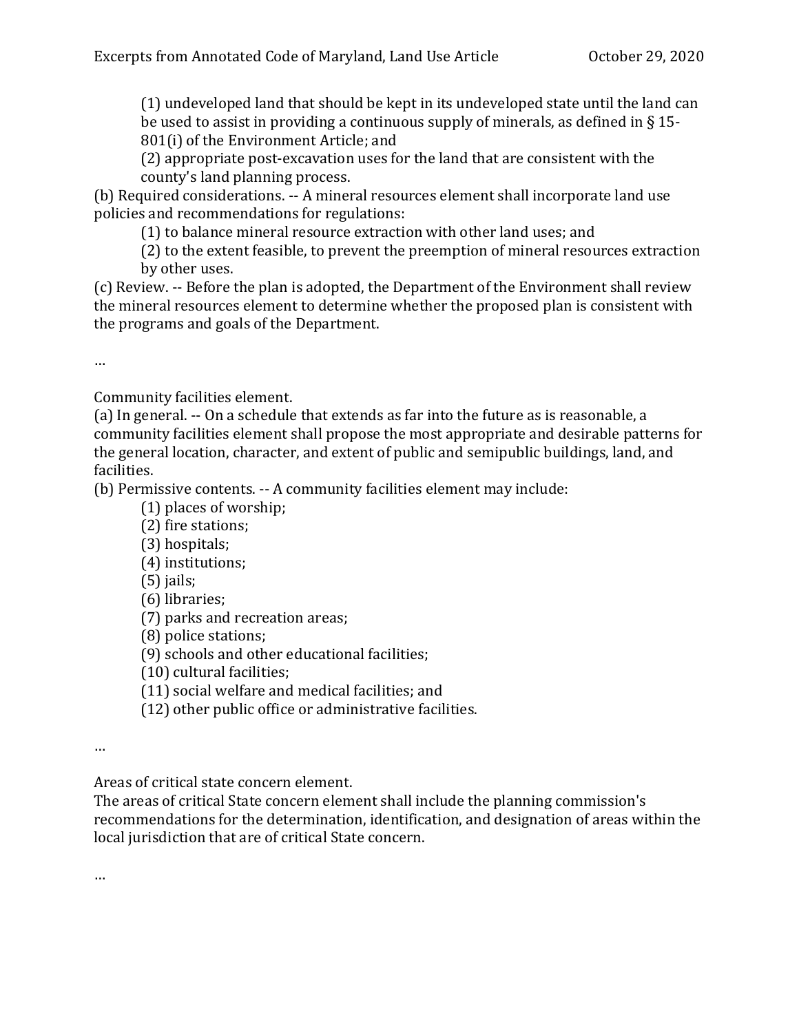(1) undeveloped land that should be kept in its undeveloped state until the land can be used to assist in providing a continuous supply of minerals, as defined in § 15-801(i) of the Environment Article; and

(2) appropriate post-excavation uses for the land that are consistent with the county's land planning process.

(b) Required considerations. -- A mineral resources element shall incorporate land use policies and recommendations for regulations:

(1) to balance mineral resource extraction with other land uses; and

(2) to the extent feasible, to prevent the preemption of mineral resources extraction by other uses.

(c) Review. -- Before the plan is adopted, the Department of the Environment shall review the mineral resources element to determine whether the proposed plan is consistent with the programs and goals of the Department.

…

Community facilities element.

(a) In general. -- On a schedule that extends as far into the future as is reasonable, a community facilities element shall propose the most appropriate and desirable patterns for the general location, character, and extent of public and semipublic buildings, land, and facilities.

(b) Permissive contents. -- A community facilities element may include:

(1) places of worship;

(2) fire stations;

(3) hospitals;

(4) institutions;

(5) jails;

(6) libraries;

(7) parks and recreation areas;

(8) police stations;

(9) schools and other educational facilities;

(10) cultural facilities;

(11) social welfare and medical facilities; and

(12) other public office or administrative facilities.

…

Areas of critical state concern element.

The areas of critical State concern element shall include the planning commission's recommendations for the determination, identification, and designation of areas within the local jurisdiction that are of critical State concern.

…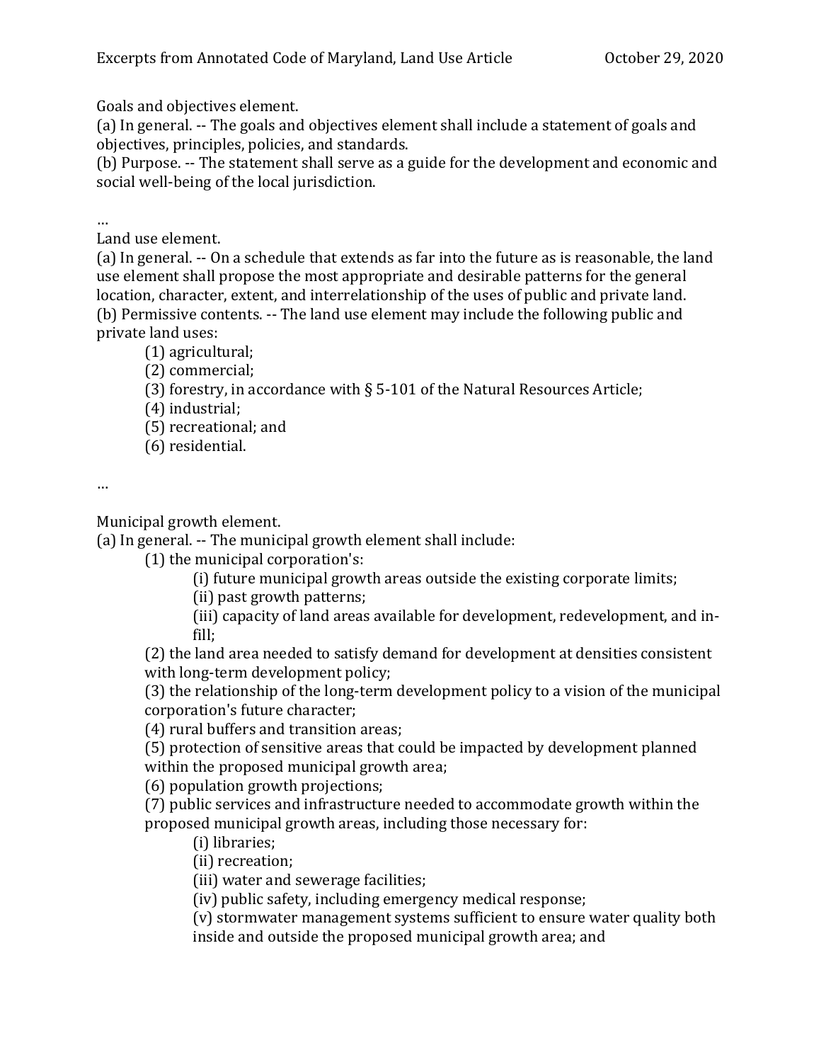Goals and objectives element.

(a) In general. -- The goals and objectives element shall include a statement of goals and objectives, principles, policies, and standards.

(b) Purpose. -- The statement shall serve as a guide for the development and economic and social well-being of the local jurisdiction.

…

Land use element.

(a) In general. -- On a schedule that extends as far into the future as is reasonable, the land use element shall propose the most appropriate and desirable patterns for the general location, character, extent, and interrelationship of the uses of public and private land.

(b) Permissive contents. -- The land use element may include the following public and private land uses:

- (1) agricultural;
- (2) commercial;
- (3) forestry, in accordance with § 5-101 of the Natural Resources Article;
- (4) industrial;
- (5) recreational; and
- (6) residential.

…

Municipal growth element.

(a) In general. -- The municipal growth element shall include:

- (1) the municipal corporation's:
  - (i) future municipal growth areas outside the existing corporate limits;
  - (ii) past growth patterns;
  - (iii) capacity of land areas available for development, redevelopment, and in-fill;
- (2) the land area needed to satisfy demand for development at densities consistent with long-term development policy;
- (3) the relationship of the long-term development policy to a vision of the municipal corporation's future character;
- (4) rural buffers and transition areas;
- (5) protection of sensitive areas that could be impacted by development planned within the proposed municipal growth area;
- (6) population growth projections;
- (7) public services and infrastructure needed to accommodate growth within the proposed municipal growth areas, including those necessary for:
  - (i) libraries;
  - (ii) recreation;
  - (iii) water and sewerage facilities;
  - (iv) public safety, including emergency medical response;
  - (v) stormwater management systems sufficient to ensure water quality both inside and outside the proposed municipal growth area; and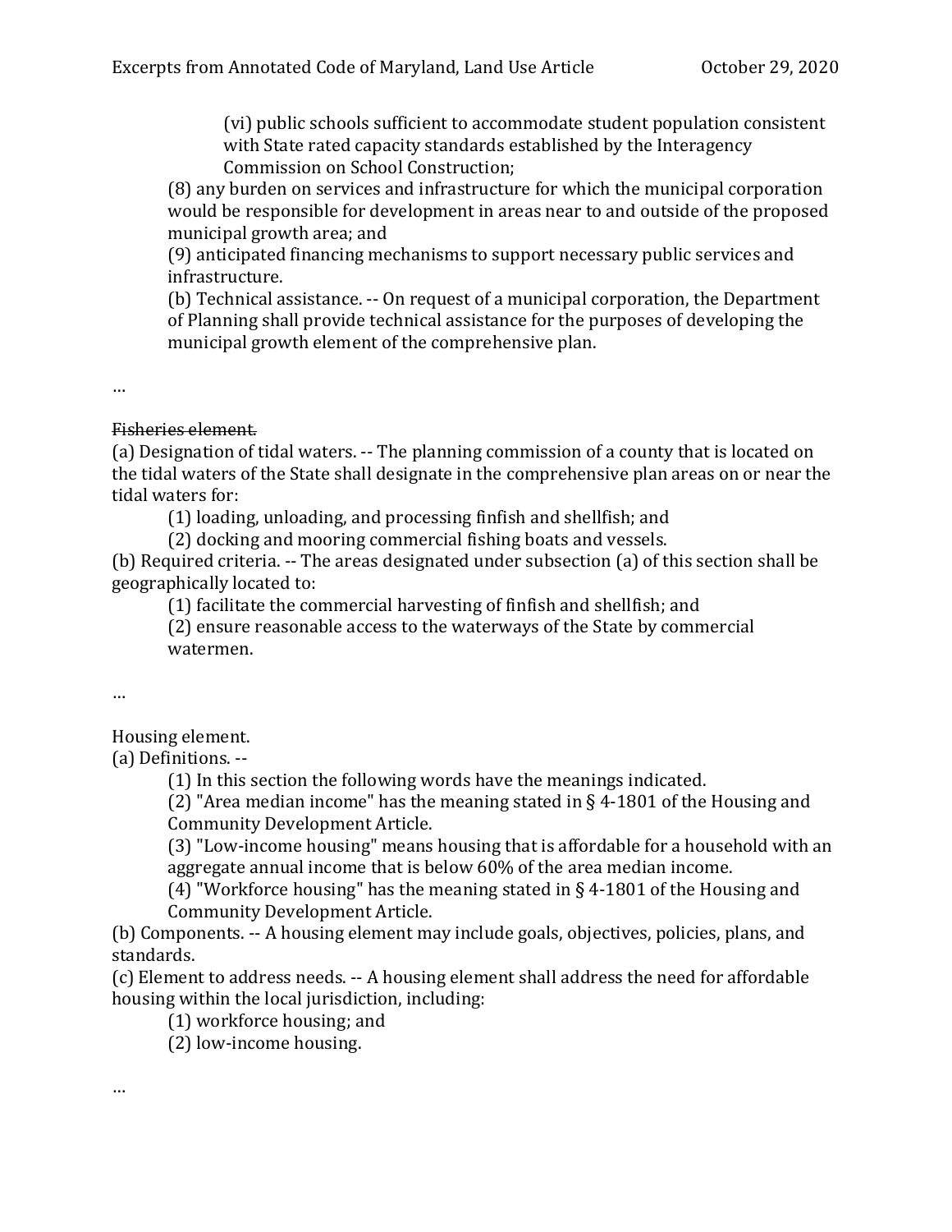(vi) public schools sufficient to accommodate student population consistent with State rated capacity standards established by the Interagency Commission on School Construction;

(8) any burden on services and infrastructure for which the municipal corporation would be responsible for development in areas near to and outside of the proposed municipal growth area; and

(9) anticipated financing mechanisms to support necessary public services and infrastructure.

(b) Technical assistance. -- On request of a municipal corporation, the Department of Planning shall provide technical assistance for the purposes of developing the municipal growth element of the comprehensive plan.

…

~~Fisheries element.~~

(a) Designation of tidal waters. -- The planning commission of a county that is located on the tidal waters of the State shall designate in the comprehensive plan areas on or near the tidal waters for:

(1) loading, unloading, and processing finfish and shellfish; and

(2) docking and mooring commercial fishing boats and vessels.

(b) Required criteria. -- The areas designated under subsection (a) of this section shall be geographically located to:

(1) facilitate the commercial harvesting of finfish and shellfish; and

(2) ensure reasonable access to the waterways of the State by commercial watermen.

…

Housing element.

(a) Definitions. --

(1) In this section the following words have the meanings indicated.

(2) "Area median income" has the meaning stated in § 4-1801 of the Housing and Community Development Article.

(3) "Low-income housing" means housing that is affordable for a household with an aggregate annual income that is below 60% of the area median income.

(4) "Workforce housing" has the meaning stated in § 4-1801 of the Housing and Community Development Article.

(b) Components. -- A housing element may include goals, objectives, policies, plans, and standards.

(c) Element to address needs. -- A housing element shall address the need for affordable housing within the local jurisdiction, including:

(1) workforce housing; and

(2) low-income housing.

…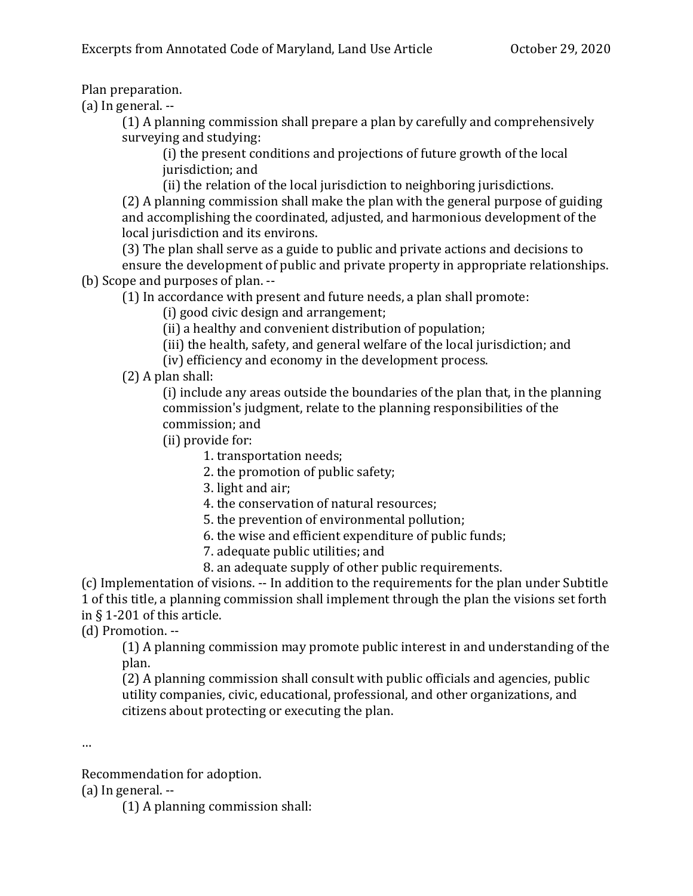Plan preparation.

(a) In general. --

> (1) A planning commission shall prepare a plan by carefully and comprehensively surveying and studying:
>
> > (i) the present conditions and projections of future growth of the local jurisdiction; and
> >
> > (ii) the relation of the local jurisdiction to neighboring jurisdictions.
>
> (2) A planning commission shall make the plan with the general purpose of guiding and accomplishing the coordinated, adjusted, and harmonious development of the local jurisdiction and its environs.
>
> (3) The plan shall serve as a guide to public and private actions and decisions to ensure the development of public and private property in appropriate relationships.

(b) Scope and purposes of plan. --

> (1) In accordance with present and future needs, a plan shall promote:
>
> > (i) good civic design and arrangement;
> >
> > (ii) a healthy and convenient distribution of population;
> >
> > (iii) the health, safety, and general welfare of the local jurisdiction; and
> >
> > (iv) efficiency and economy in the development process.
>
> (2) A plan shall:
>
> > (i) include any areas outside the boundaries of the plan that, in the planning commission's judgment, relate to the planning responsibilities of the commission; and
> >
> > (ii) provide for:
> >
> > > 1. transportation needs;
> > > 2. the promotion of public safety;
> > > 3. light and air;
> > > 4. the conservation of natural resources;
> > > 5. the prevention of environmental pollution;
> > > 6. the wise and efficient expenditure of public funds;
> > > 7. adequate public utilities; and
> > > 8. an adequate supply of other public requirements.

(c) Implementation of visions. -- In addition to the requirements for the plan under Subtitle 1 of this title, a planning commission shall implement through the plan the visions set forth in § 1-201 of this article.

(d) Promotion. --

> (1) A planning commission may promote public interest in and understanding of the plan.
>
> (2) A planning commission shall consult with public officials and agencies, public utility companies, civic, educational, professional, and other organizations, and citizens about protecting or executing the plan.

…

Recommendation for adoption.

(a) In general. --

> (1) A planning commission shall: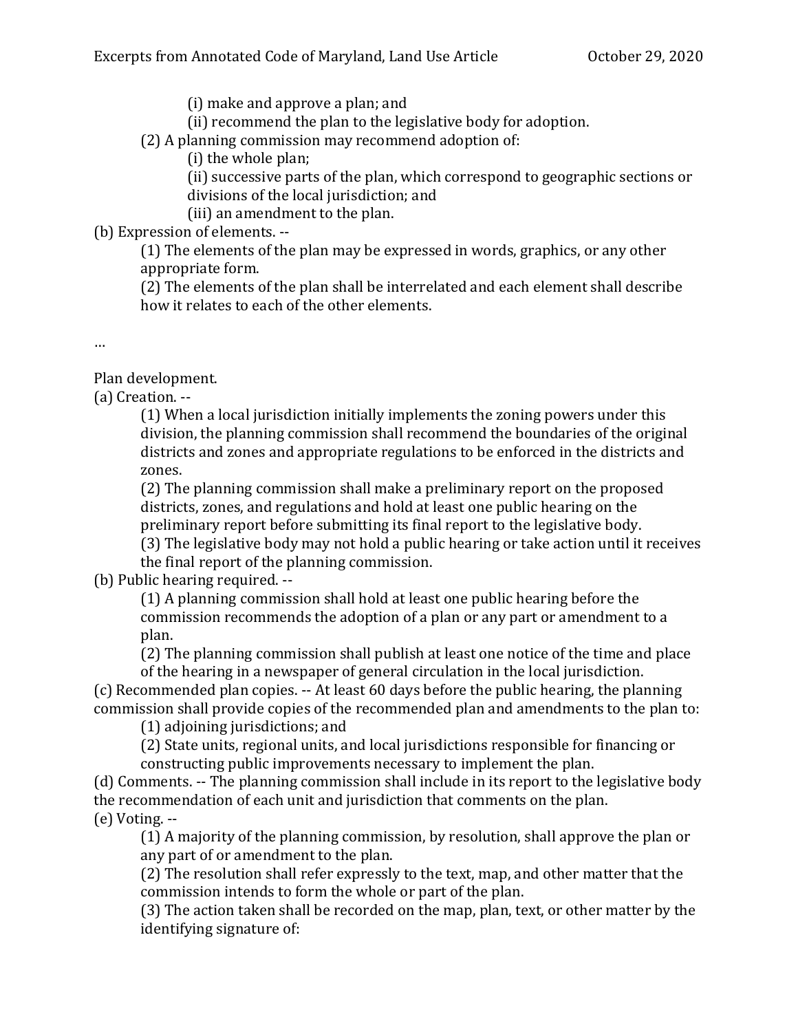(i) make and approve a plan; and

(ii) recommend the plan to the legislative body for adoption.

(2) A planning commission may recommend adoption of:

(i) the whole plan;

(ii) successive parts of the plan, which correspond to geographic sections or divisions of the local jurisdiction; and

(iii) an amendment to the plan.

(b) Expression of elements. --

(1) The elements of the plan may be expressed in words, graphics, or any other appropriate form.

(2) The elements of the plan shall be interrelated and each element shall describe how it relates to each of the other elements.

…

Plan development.

(a) Creation. --

(1) When a local jurisdiction initially implements the zoning powers under this division, the planning commission shall recommend the boundaries of the original districts and zones and appropriate regulations to be enforced in the districts and zones.

(2) The planning commission shall make a preliminary report on the proposed districts, zones, and regulations and hold at least one public hearing on the preliminary report before submitting its final report to the legislative body.

(3) The legislative body may not hold a public hearing or take action until it receives the final report of the planning commission.

(b) Public hearing required. --

(1) A planning commission shall hold at least one public hearing before the commission recommends the adoption of a plan or any part or amendment to a plan.

(2) The planning commission shall publish at least one notice of the time and place of the hearing in a newspaper of general circulation in the local jurisdiction.

(c) Recommended plan copies. -- At least 60 days before the public hearing, the planning commission shall provide copies of the recommended plan and amendments to the plan to:

(1) adjoining jurisdictions; and

(2) State units, regional units, and local jurisdictions responsible for financing or constructing public improvements necessary to implement the plan.

(d) Comments. -- The planning commission shall include in its report to the legislative body the recommendation of each unit and jurisdiction that comments on the plan.

(e) Voting. --

(1) A majority of the planning commission, by resolution, shall approve the plan or any part of or amendment to the plan.

(2) The resolution shall refer expressly to the text, map, and other matter that the commission intends to form the whole or part of the plan.

(3) The action taken shall be recorded on the map, plan, text, or other matter by the identifying signature of: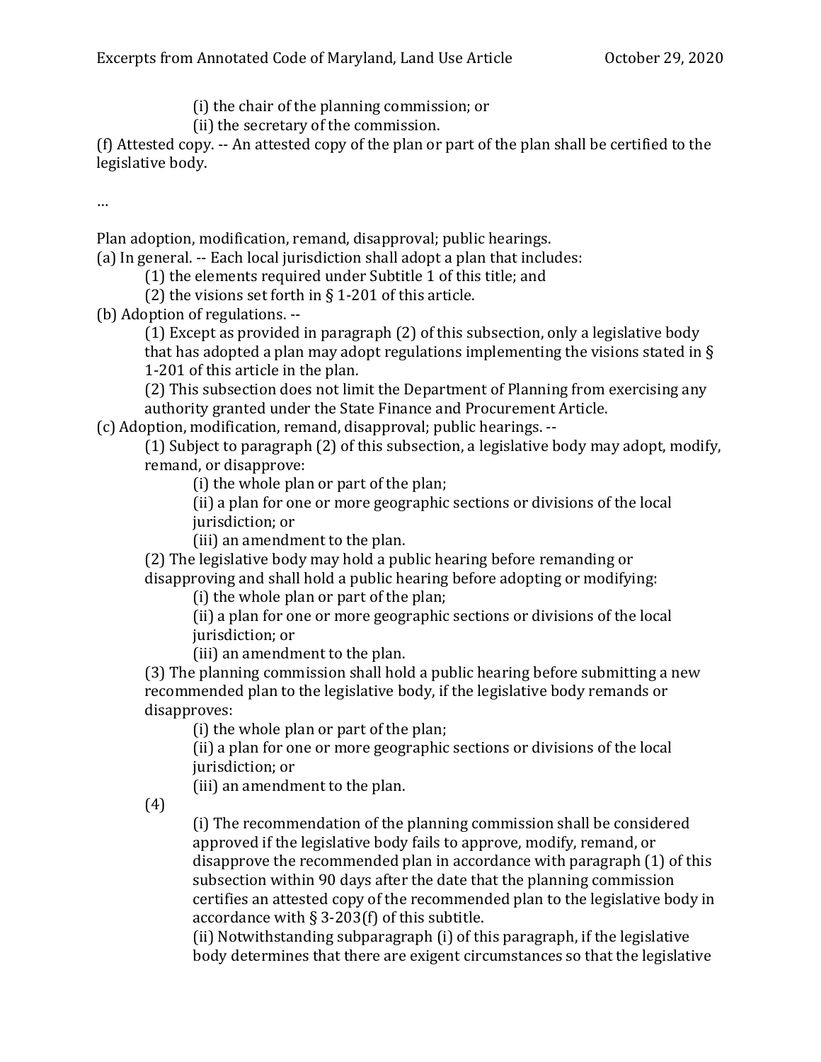(i) the chair of the planning commission; or

(ii) the secretary of the commission.

(f) Attested copy. -- An attested copy of the plan or part of the plan shall be certified to the legislative body.

…

Plan adoption, modification, remand, disapproval; public hearings.

(a) In general. -- Each local jurisdiction shall adopt a plan that includes:

(1) the elements required under Subtitle 1 of this title; and

(2) the visions set forth in § 1-201 of this article.

(b) Adoption of regulations. --

(1) Except as provided in paragraph (2) of this subsection, only a legislative body that has adopted a plan may adopt regulations implementing the visions stated in § 1-201 of this article in the plan.

(2) This subsection does not limit the Department of Planning from exercising any authority granted under the State Finance and Procurement Article.

(c) Adoption, modification, remand, disapproval; public hearings. --

(1) Subject to paragraph (2) of this subsection, a legislative body may adopt, modify, remand, or disapprove:

(i) the whole plan or part of the plan;

(ii) a plan for one or more geographic sections or divisions of the local jurisdiction; or

(iii) an amendment to the plan.

(2) The legislative body may hold a public hearing before remanding or disapproving and shall hold a public hearing before adopting or modifying:

(i) the whole plan or part of the plan;

(ii) a plan for one or more geographic sections or divisions of the local jurisdiction; or

(iii) an amendment to the plan.

(3) The planning commission shall hold a public hearing before submitting a new recommended plan to the legislative body, if the legislative body remands or disapproves:

(i) the whole plan or part of the plan;

(ii) a plan for one or more geographic sections or divisions of the local jurisdiction; or

(iii) an amendment to the plan.

(4)

(i) The recommendation of the planning commission shall be considered approved if the legislative body fails to approve, modify, remand, or disapprove the recommended plan in accordance with paragraph (1) of this subsection within 90 days after the date that the planning commission certifies an attested copy of the recommended plan to the legislative body in accordance with § 3-203(f) of this subtitle.

(ii) Notwithstanding subparagraph (i) of this paragraph, if the legislative body determines that there are exigent circumstances so that the legislative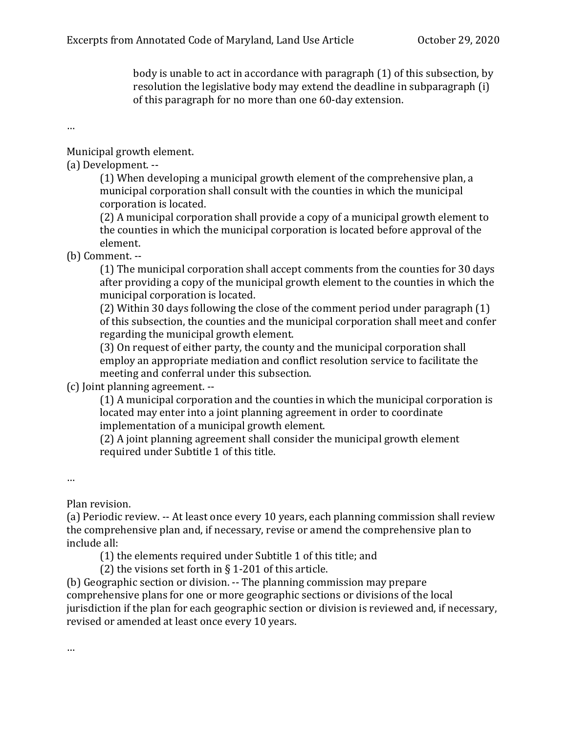body is unable to act in accordance with paragraph (1) of this subsection, by resolution the legislative body may extend the deadline in subparagraph (i) of this paragraph for no more than one 60-day extension.

…

Municipal growth element.

(a) Development. --

> (1) When developing a municipal growth element of the comprehensive plan, a municipal corporation shall consult with the counties in which the municipal corporation is located.
>
> (2) A municipal corporation shall provide a copy of a municipal growth element to the counties in which the municipal corporation is located before approval of the element.

(b) Comment. --

> (1) The municipal corporation shall accept comments from the counties for 30 days after providing a copy of the municipal growth element to the counties in which the municipal corporation is located.
>
> (2) Within 30 days following the close of the comment period under paragraph (1) of this subsection, the counties and the municipal corporation shall meet and confer regarding the municipal growth element.
>
> (3) On request of either party, the county and the municipal corporation shall employ an appropriate mediation and conflict resolution service to facilitate the meeting and conferral under this subsection.

(c) Joint planning agreement. --

> (1) A municipal corporation and the counties in which the municipal corporation is located may enter into a joint planning agreement in order to coordinate implementation of a municipal growth element.
>
> (2) A joint planning agreement shall consider the municipal growth element required under Subtitle 1 of this title.

…

Plan revision.

(a) Periodic review. -- At least once every 10 years, each planning commission shall review the comprehensive plan and, if necessary, revise or amend the comprehensive plan to include all:

> (1) the elements required under Subtitle 1 of this title; and
>
> (2) the visions set forth in § 1-201 of this article.

(b) Geographic section or division. -- The planning commission may prepare comprehensive plans for one or more geographic sections or divisions of the local jurisdiction if the plan for each geographic section or division is reviewed and, if necessary, revised or amended at least once every 10 years.

…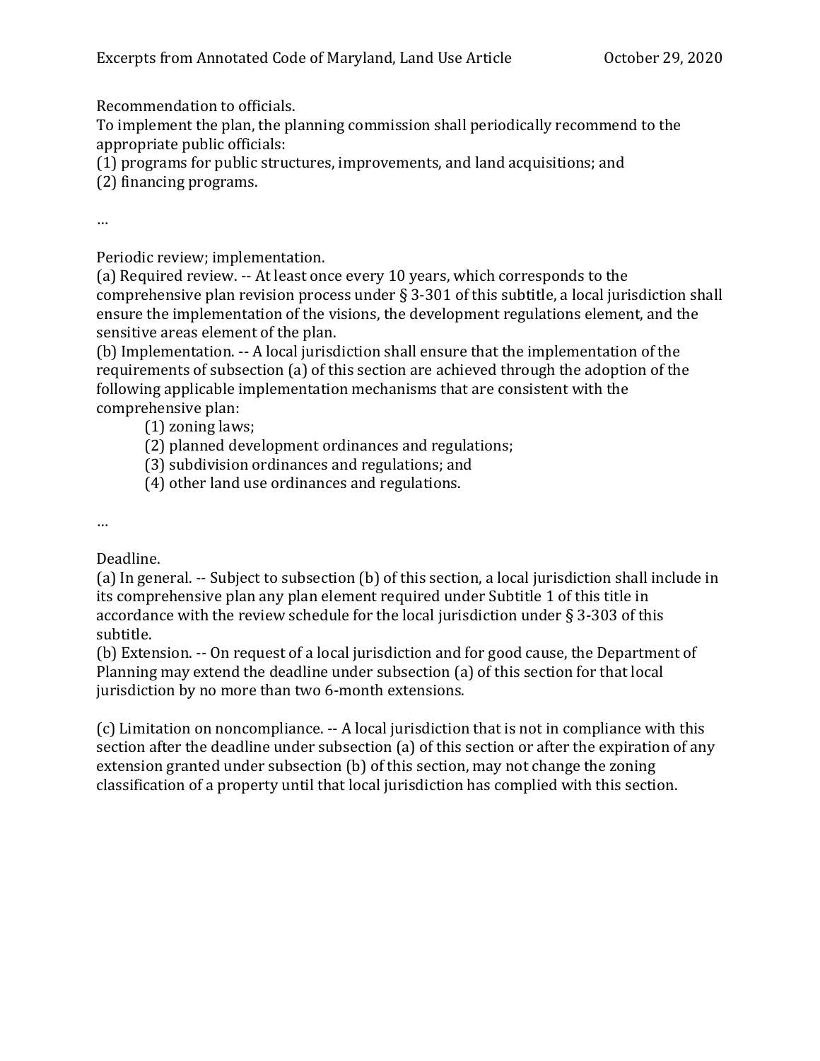Recommendation to officials.
To implement the plan, the planning commission shall periodically recommend to the appropriate public officials:
(1) programs for public structures, improvements, and land acquisitions; and
(2) financing programs.

…

Periodic review; implementation.
(a) Required review. -- At least once every 10 years, which corresponds to the comprehensive plan revision process under § 3-301 of this subtitle, a local jurisdiction shall ensure the implementation of the visions, the development regulations element, and the sensitive areas element of the plan.
(b) Implementation. -- A local jurisdiction shall ensure that the implementation of the requirements of subsection (a) of this section are achieved through the adoption of the following applicable implementation mechanisms that are consistent with the comprehensive plan:

- (1) zoning laws;
- (2) planned development ordinances and regulations;
- (3) subdivision ordinances and regulations; and
- (4) other land use ordinances and regulations.

…

Deadline.
(a) In general. -- Subject to subsection (b) of this section, a local jurisdiction shall include in its comprehensive plan any plan element required under Subtitle 1 of this title in accordance with the review schedule for the local jurisdiction under § 3-303 of this subtitle.
(b) Extension. -- On request of a local jurisdiction and for good cause, the Department of Planning may extend the deadline under subsection (a) of this section for that local jurisdiction by no more than two 6-month extensions.

(c) Limitation on noncompliance. -- A local jurisdiction that is not in compliance with this section after the deadline under subsection (a) of this section or after the expiration of any extension granted under subsection (b) of this section, may not change the zoning classification of a property until that local jurisdiction has complied with this section.